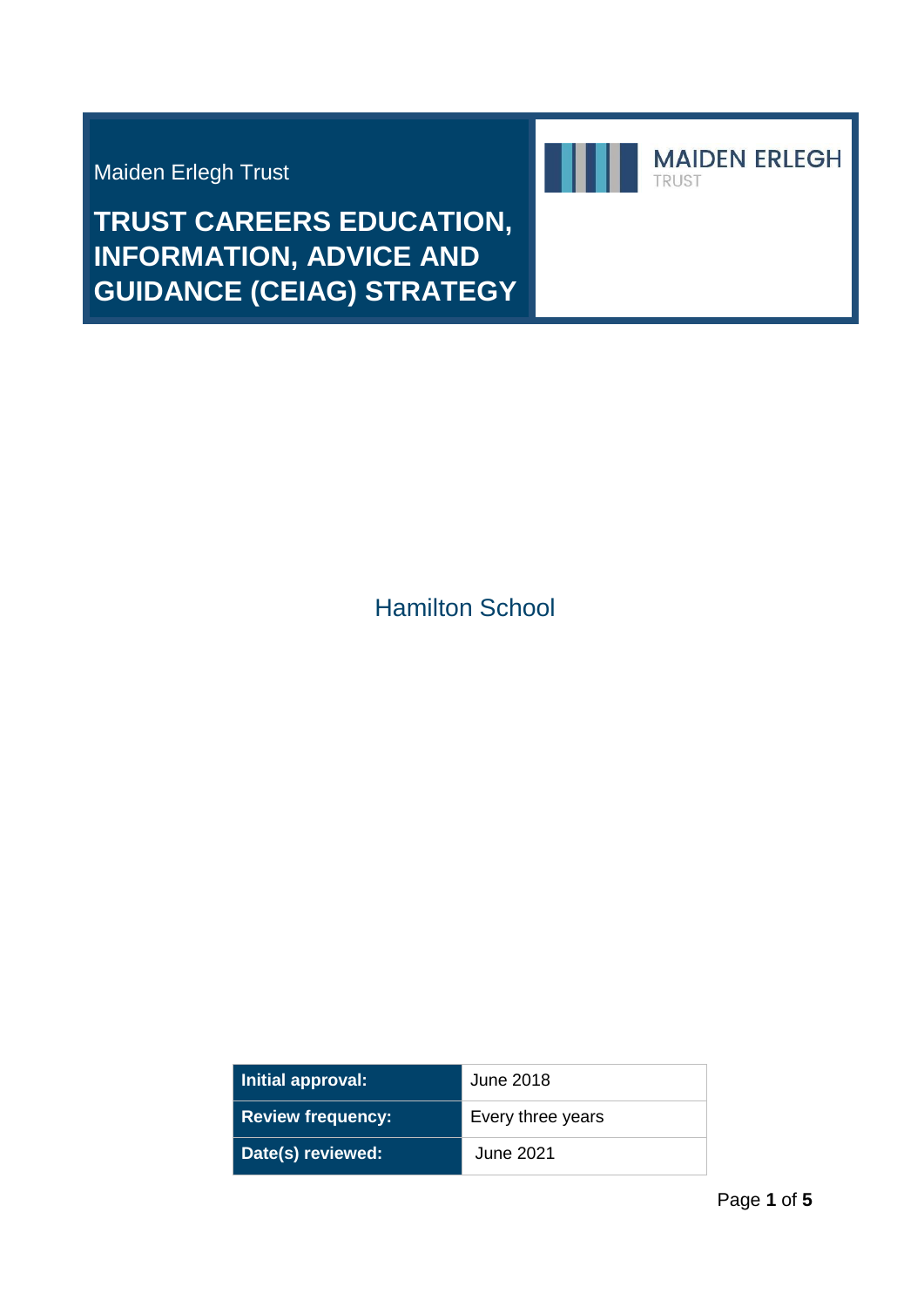Maiden Erlegh Trust

# TRUST CAREERS EDUCATION, INFORMATION, ADVICE AND GUIDANCE (CEIAG) STRATEGY

MAIDEN ERLEGH TRUST

Hamilton School

| Initial approval: | June 2018 |
|---|---|
| Review frequency: | Every three years |
| Date(s) reviewed: | June 2021 |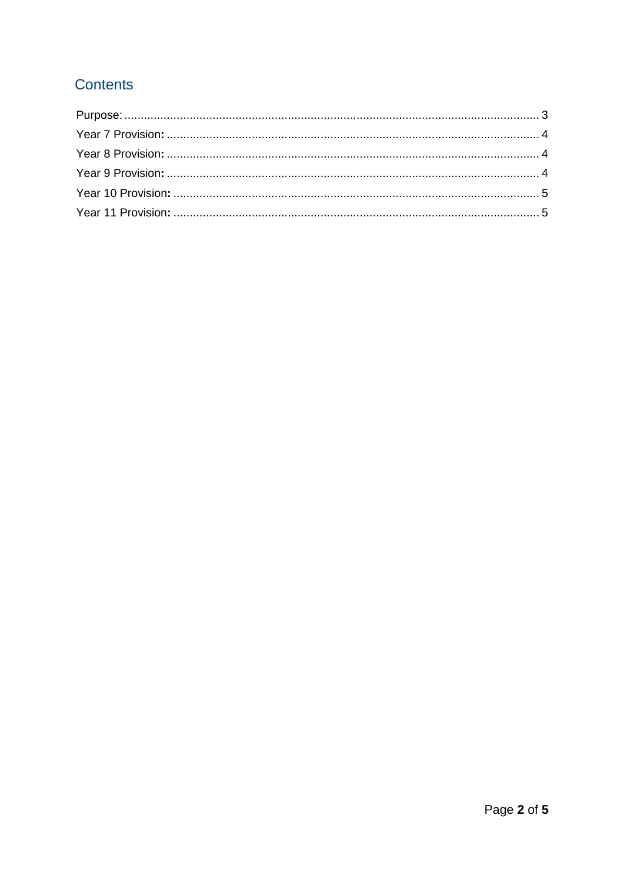## Contents

Purpose: ........................................................................................................................ 3
Year 7 Provision: ........................................................................................................... 4
Year 8 Provision: ........................................................................................................... 4
Year 9 Provision: ........................................................................................................... 4
Year 10 Provision: ......................................................................................................... 5
Year 11 Provision: ......................................................................................................... 5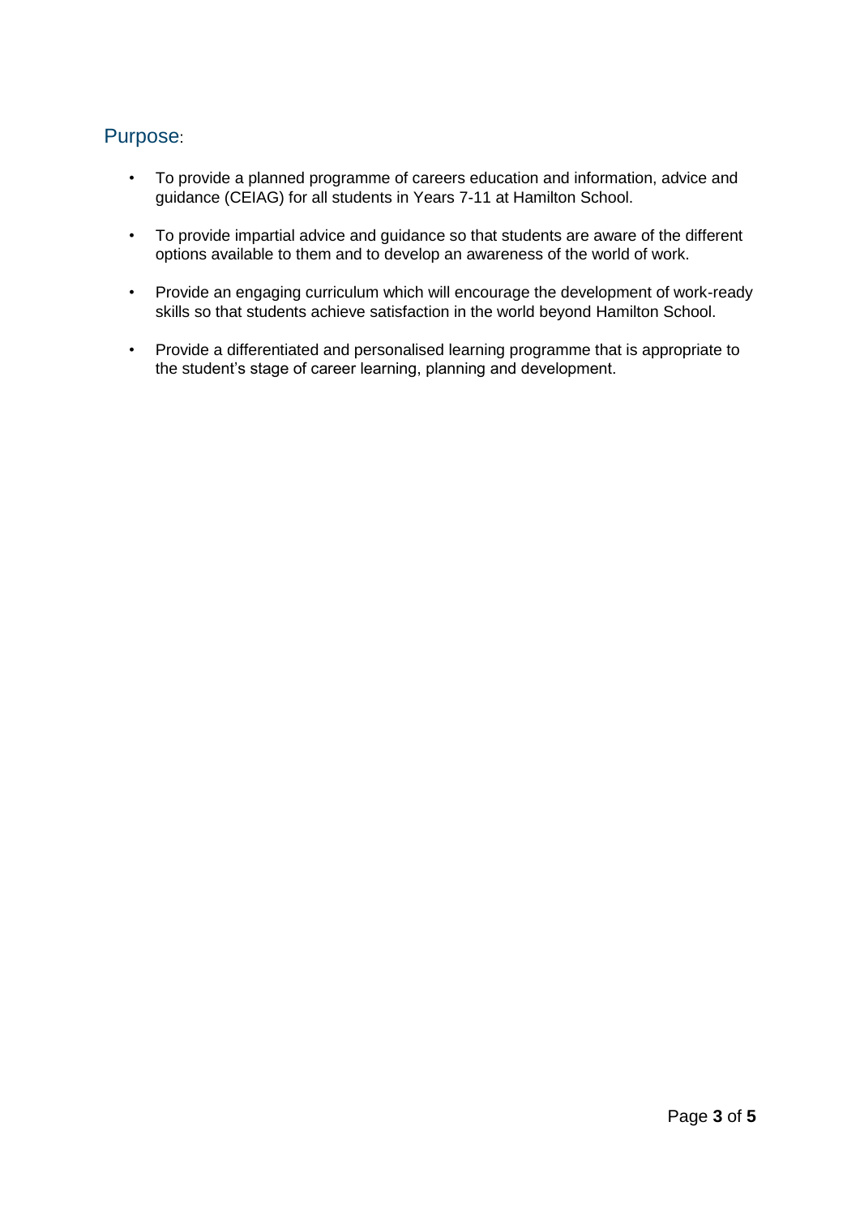## Purpose:

- To provide a planned programme of careers education and information, advice and guidance (CEIAG) for all students in Years 7-11 at Hamilton School.
- To provide impartial advice and guidance so that students are aware of the different options available to them and to develop an awareness of the world of work.
- Provide an engaging curriculum which will encourage the development of work-ready skills so that students achieve satisfaction in the world beyond Hamilton School.
- Provide a differentiated and personalised learning programme that is appropriate to the student's stage of career learning, planning and development.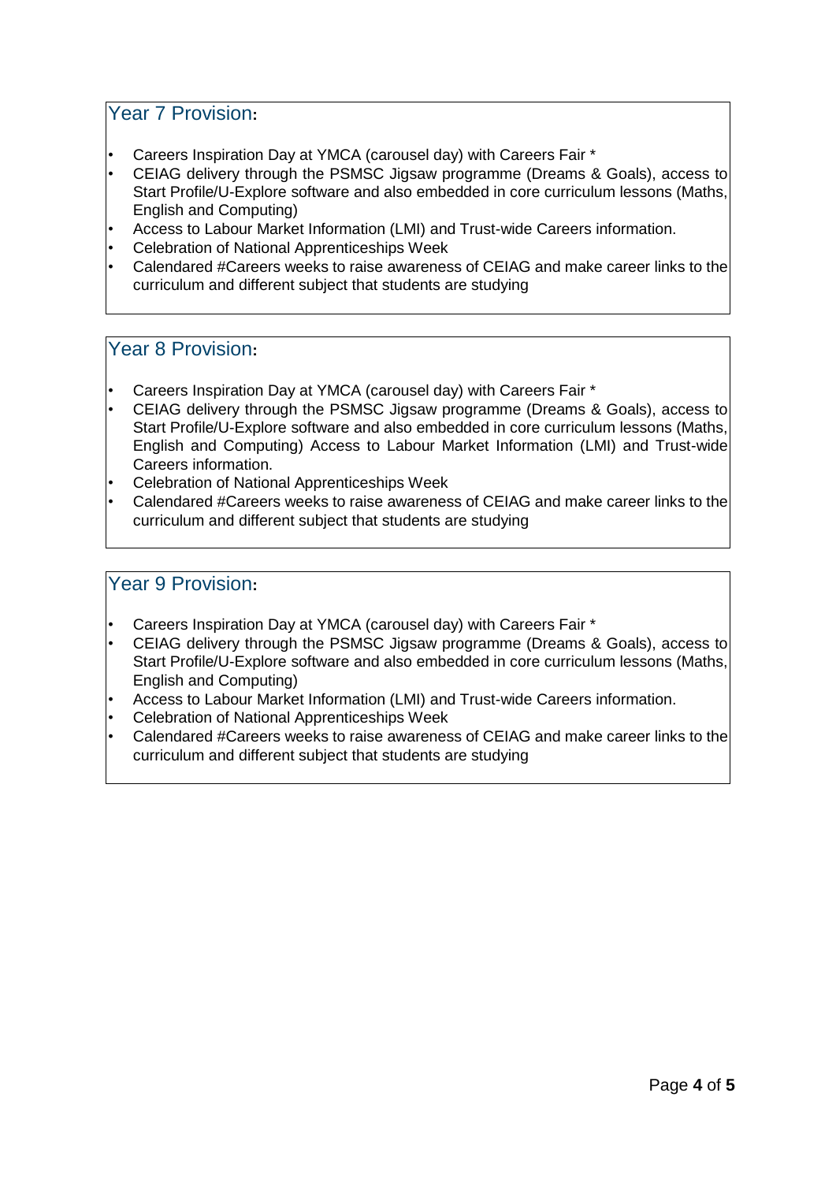## Year 7 Provision:

- Careers Inspiration Day at YMCA (carousel day) with Careers Fair *
- CEIAG delivery through the PSMSC Jigsaw programme (Dreams & Goals), access to Start Profile/U-Explore software and also embedded in core curriculum lessons (Maths, English and Computing)
- Access to Labour Market Information (LMI) and Trust-wide Careers information.
- Celebration of National Apprenticeships Week
- Calendared #Careers weeks to raise awareness of CEIAG and make career links to the curriculum and different subject that students are studying

## Year 8 Provision:

- Careers Inspiration Day at YMCA (carousel day) with Careers Fair *
- CEIAG delivery through the PSMSC Jigsaw programme (Dreams & Goals), access to Start Profile/U-Explore software and also embedded in core curriculum lessons (Maths, English and Computing) Access to Labour Market Information (LMI) and Trust-wide Careers information.
- Celebration of National Apprenticeships Week
- Calendared #Careers weeks to raise awareness of CEIAG and make career links to the curriculum and different subject that students are studying

## Year 9 Provision:

- Careers Inspiration Day at YMCA (carousel day) with Careers Fair *
- CEIAG delivery through the PSMSC Jigsaw programme (Dreams & Goals), access to Start Profile/U-Explore software and also embedded in core curriculum lessons (Maths, English and Computing)
- Access to Labour Market Information (LMI) and Trust-wide Careers information.
- Celebration of National Apprenticeships Week
- Calendared #Careers weeks to raise awareness of CEIAG and make career links to the curriculum and different subject that students are studying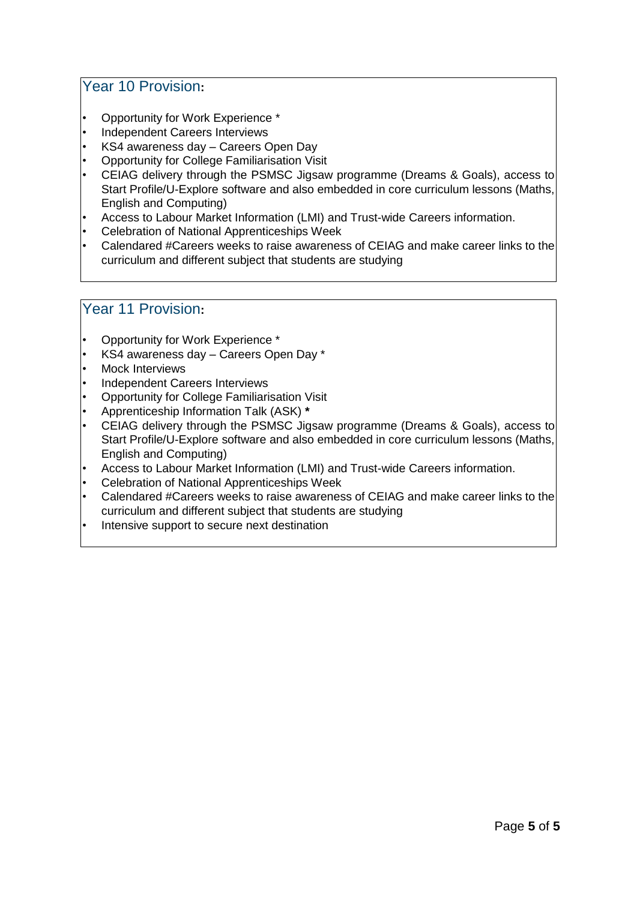## Year 10 Provision:

- Opportunity for Work Experience *
- Independent Careers Interviews
- KS4 awareness day – Careers Open Day
- Opportunity for College Familiarisation Visit
- CEIAG delivery through the PSMSC Jigsaw programme (Dreams & Goals), access to Start Profile/U-Explore software and also embedded in core curriculum lessons (Maths, English and Computing)
- Access to Labour Market Information (LMI) and Trust-wide Careers information.
- Celebration of National Apprenticeships Week
- Calendared #Careers weeks to raise awareness of CEIAG and make career links to the curriculum and different subject that students are studying

## Year 11 Provision:

- Opportunity for Work Experience *
- KS4 awareness day – Careers Open Day *
- Mock Interviews
- Independent Careers Interviews
- Opportunity for College Familiarisation Visit
- Apprenticeship Information Talk (ASK) **\***
- CEIAG delivery through the PSMSC Jigsaw programme (Dreams & Goals), access to Start Profile/U-Explore software and also embedded in core curriculum lessons (Maths, English and Computing)
- Access to Labour Market Information (LMI) and Trust-wide Careers information.
- Celebration of National Apprenticeships Week
- Calendared #Careers weeks to raise awareness of CEIAG and make career links to the curriculum and different subject that students are studying
- Intensive support to secure next destination